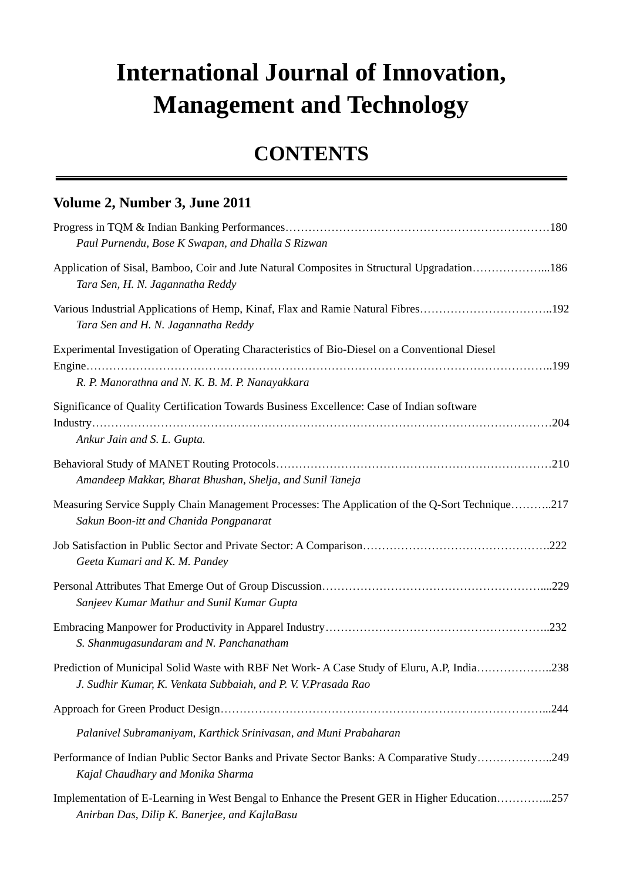# International Journal of Innovation, Management and Technology

## CONTENTS

### Volume 2, Number 3, June 2011

Progress in TQM & Indian Banking Performances……………………………………………………………180
*Paul Purnendu, Bose K Swapan, and Dhalla S Rizwan*

Application of Sisal, Bamboo, Coir and Jute Natural Composites in Structural Upgradation………………...186
*Tara Sen, H. N. Jagannatha Reddy*

Various Industrial Applications of Hemp, Kinaf, Flax and Ramie Natural Fibres……………………………..192
*Tara Sen and H. N. Jagannatha Reddy*

Experimental Investigation of Operating Characteristics of Bio-Diesel on a Conventional Diesel Engine………………………………………………………………………………………………………..199
*R. P. Manorathna and N. K. B. M. P. Nanayakkara*

Significance of Quality Certification Towards Business Excellence: Case of Indian software Industry………………………………………………………………………………………………………204
*Ankur Jain and S. L. Gupta.*

Behavioral Study of MANET Routing Protocols………………………………………………………………210
*Amandeep Makkar, Bharat Bhushan, Shelja, and Sunil Taneja*

Measuring Service Supply Chain Management Processes: The Application of the Q-Sort Technique………..217
*Sakun Boon-itt and Chanida Pongpanarat*

Job Satisfaction in Public Sector and Private Sector: A Comparison………………………………………….222
*Geeta Kumari and K. M. Pandey*

Personal Attributes That Emerge Out of Group Discussion…………………………………………………....229
*Sanjeev Kumar Mathur and Sunil Kumar Gupta*

Embracing Manpower for Productivity in Apparel Industry…………………………………………………..232
*S. Shanmugasundaram and N. Panchanatham*

Prediction of Municipal Solid Waste with RBF Net Work- A Case Study of Eluru, A.P, India………………..238
*J. Sudhir Kumar, K. Venkata Subbaiah, and P. V. V.Prasada Rao*

Approach for Green Product Design…………………………………………………………………………...244
*Palanivel Subramaniyam, Karthick Srinivasan, and Muni Prabaharan*

Performance of Indian Public Sector Banks and Private Sector Banks: A Comparative Study………………..249
*Kajal Chaudhary and Monika Sharma*

Implementation of E-Learning in West Bengal to Enhance the Present GER in Higher Education…………...257
*Anirban Das, Dilip K. Banerjee, and KajlaBasu*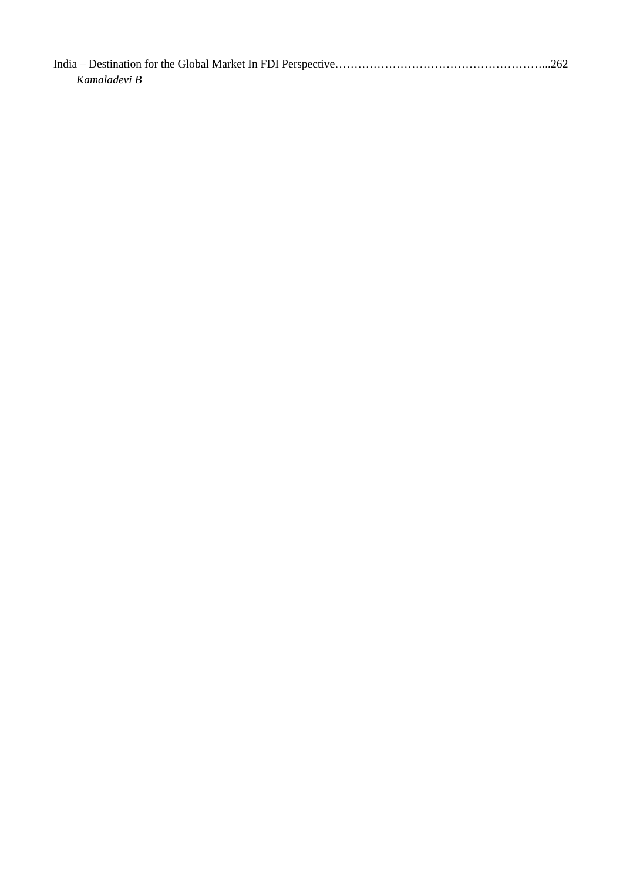India – Destination for the Global Market In FDI Perspective……………………………………………………...262
*Kamaladevi B*